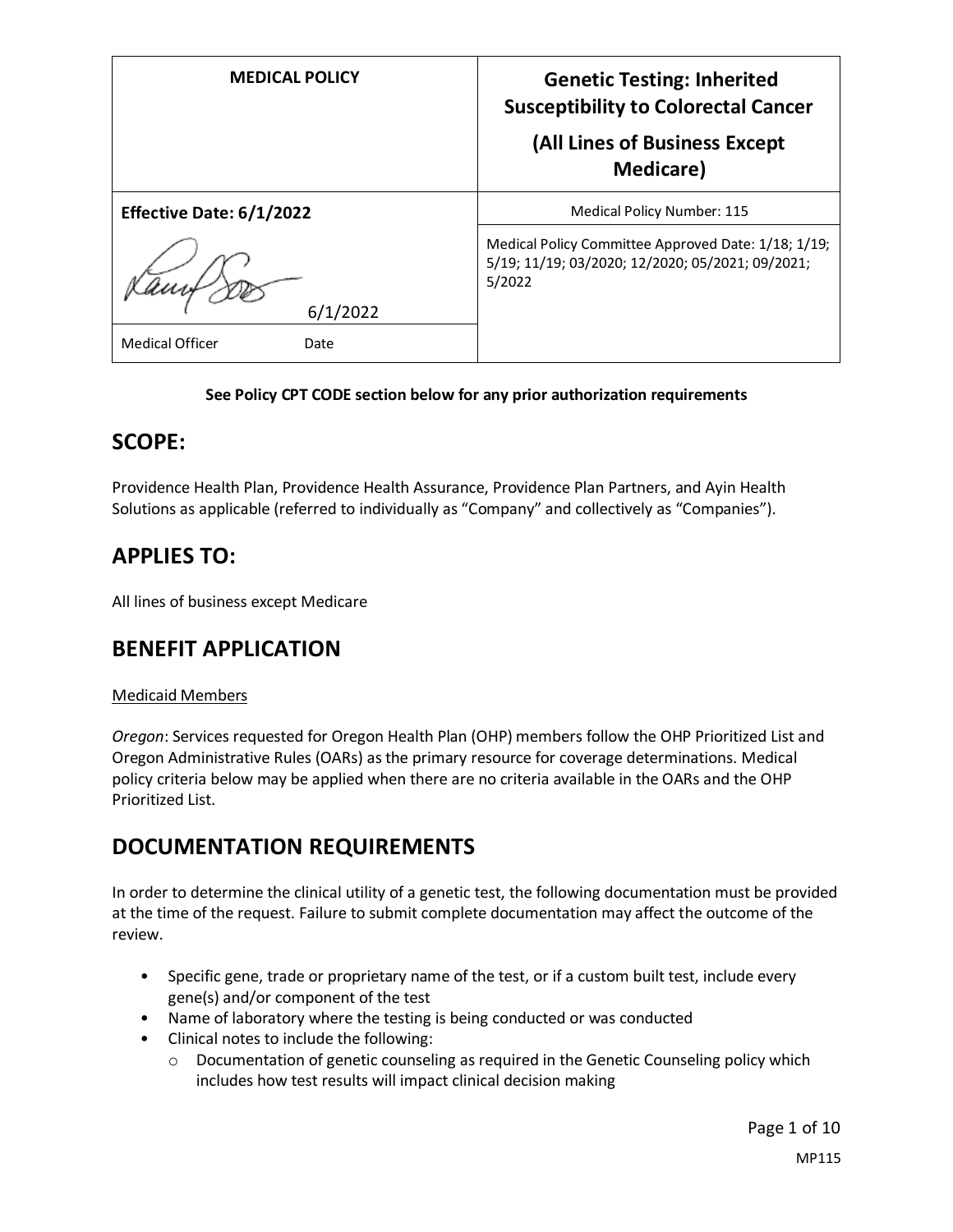| MEDICAL POLICY | Genetic Testing: Inherited Susceptibility to Colorectal Cancer (All Lines of Business Except Medicare) |
| --- | --- |
| **Effective Date: 6/1/2022** | Medical Policy Number: 115 |
| 6/1/2022 | Medical Policy Committee Approved Date: 1/18; 1/19; 5/19; 11/19; 03/2020; 12/2020; 05/2021; 09/2021; 5/2022 |
| Medical Officer Date | |

**See Policy CPT CODE section below for any prior authorization requirements**

## SCOPE:

Providence Health Plan, Providence Health Assurance, Providence Plan Partners, and Ayin Health Solutions as applicable (referred to individually as "Company" and collectively as "Companies").

## APPLIES TO:

All lines of business except Medicare

## BENEFIT APPLICATION

Medicaid Members

*Oregon*: Services requested for Oregon Health Plan (OHP) members follow the OHP Prioritized List and Oregon Administrative Rules (OARs) as the primary resource for coverage determinations. Medical policy criteria below may be applied when there are no criteria available in the OARs and the OHP Prioritized List.

## DOCUMENTATION REQUIREMENTS

In order to determine the clinical utility of a genetic test, the following documentation must be provided at the time of the request. Failure to submit complete documentation may affect the outcome of the review.

- Specific gene, trade or proprietary name of the test, or if a custom built test, include every gene(s) and/or component of the test
- Name of laboratory where the testing is being conducted or was conducted
- Clinical notes to include the following:
  - Documentation of genetic counseling as required in the Genetic Counseling policy which includes how test results will impact clinical decision making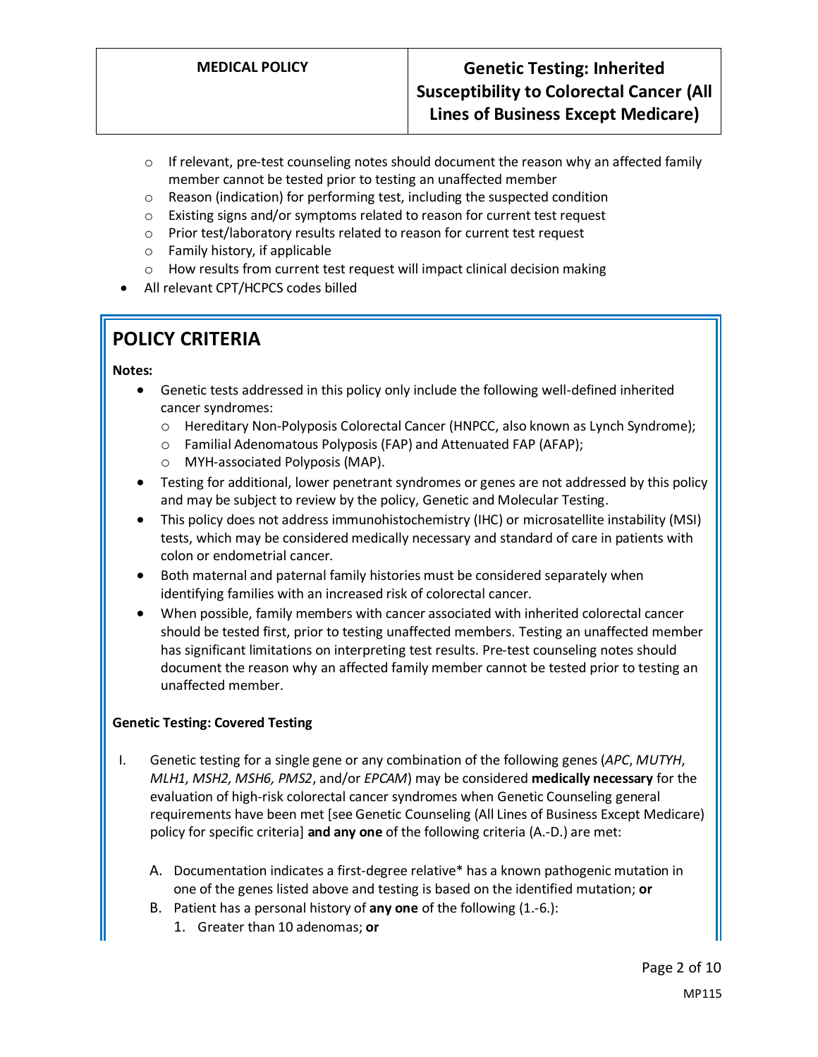- If relevant, pre-test counseling notes should document the reason why an affected family member cannot be tested prior to testing an unaffected member
  - Reason (indication) for performing test, including the suspected condition
  - Existing signs and/or symptoms related to reason for current test request
  - Prior test/laboratory results related to reason for current test request
  - Family history, if applicable
  - How results from current test request will impact clinical decision making
- All relevant CPT/HCPCS codes billed

# POLICY CRITERIA

**Notes:**

- Genetic tests addressed in this policy only include the following well-defined inherited cancer syndromes:
  - Hereditary Non-Polyposis Colorectal Cancer (HNPCC, also known as Lynch Syndrome);
  - Familial Adenomatous Polyposis (FAP) and Attenuated FAP (AFAP);
  - MYH-associated Polyposis (MAP).
- Testing for additional, lower penetrant syndromes or genes are not addressed by this policy and may be subject to review by the policy, Genetic and Molecular Testing.
- This policy does not address immunohistochemistry (IHC) or microsatellite instability (MSI) tests, which may be considered medically necessary and standard of care in patients with colon or endometrial cancer.
- Both maternal and paternal family histories must be considered separately when identifying families with an increased risk of colorectal cancer.
- When possible, family members with cancer associated with inherited colorectal cancer should be tested first, prior to testing unaffected members. Testing an unaffected member has significant limitations on interpreting test results. Pre-test counseling notes should document the reason why an affected family member cannot be tested prior to testing an unaffected member.

**Genetic Testing: Covered Testing**

I. Genetic testing for a single gene or any combination of the following genes (*APC*, *MUTYH*, *MLH1, MSH2, MSH6, PMS2*, and/or *EPCAM*) may be considered **medically necessary** for the evaluation of high-risk colorectal cancer syndromes when Genetic Counseling general requirements have been met [see Genetic Counseling (All Lines of Business Except Medicare) policy for specific criteria] **and any one** of the following criteria (A.-D.) are met:

   A. Documentation indicates a first-degree relative* has a known pathogenic mutation in one of the genes listed above and testing is based on the identified mutation; **or**

   B. Patient has a personal history of **any one** of the following (1.-6.):

      1. Greater than 10 adenomas; **or**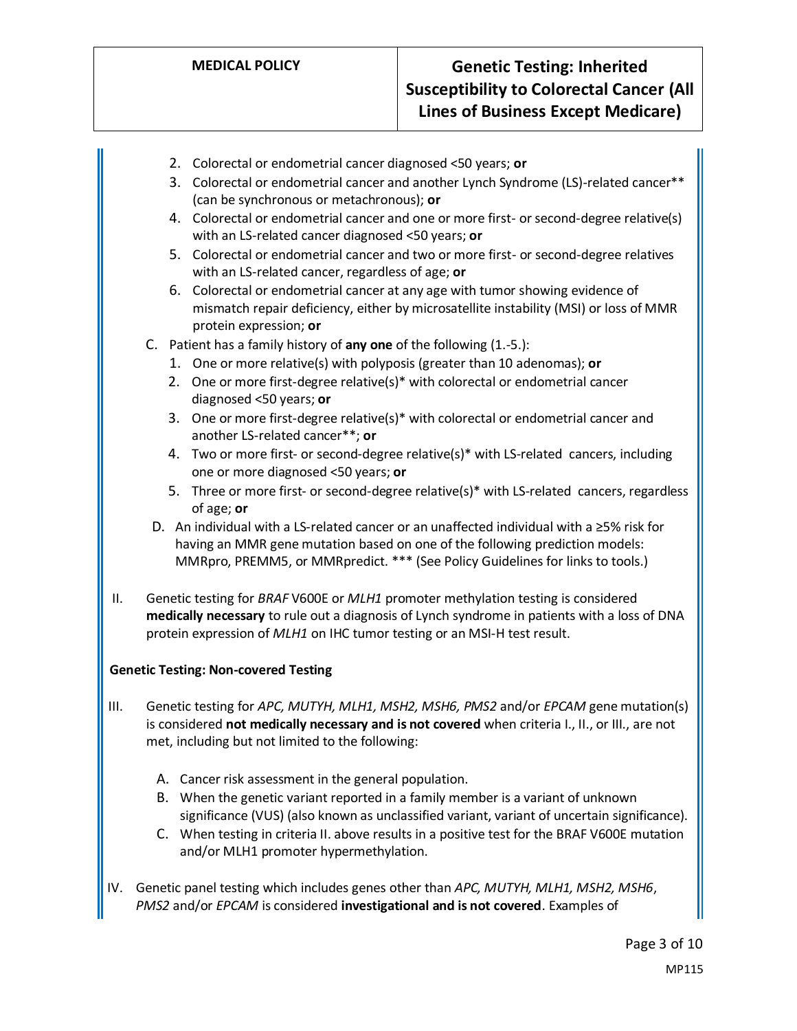2. Colorectal or endometrial cancer diagnosed <50 years; **or**
3. Colorectal or endometrial cancer and another Lynch Syndrome (LS)-related cancer** (can be synchronous or metachronous); **or**
4. Colorectal or endometrial cancer and one or more first- or second-degree relative(s) with an LS-related cancer diagnosed <50 years; **or**
5. Colorectal or endometrial cancer and two or more first- or second-degree relatives with an LS-related cancer, regardless of age; **or**
6. Colorectal or endometrial cancer at any age with tumor showing evidence of mismatch repair deficiency, either by microsatellite instability (MSI) or loss of MMR protein expression; **or**

C. Patient has a family history of **any one** of the following (1.-5.):
1. One or more relative(s) with polyposis (greater than 10 adenomas); **or**
2. One or more first-degree relative(s)* with colorectal or endometrial cancer diagnosed <50 years; **or**
3. One or more first-degree relative(s)* with colorectal or endometrial cancer and another LS-related cancer**; **or**
4. Two or more first- or second-degree relative(s)* with LS-related cancers, including one or more diagnosed <50 years; **or**
5. Three or more first- or second-degree relative(s)* with LS-related cancers, regardless of age; **or**

D. An individual with a LS-related cancer or an unaffected individual with a ≥5% risk for having an MMR gene mutation based on one of the following prediction models: MMRpro, PREMM5, or MMRpredict. *** (See Policy Guidelines for links to tools.)

II. Genetic testing for *BRAF* V600E or *MLH1* promoter methylation testing is considered **medically necessary** to rule out a diagnosis of Lynch syndrome in patients with a loss of DNA protein expression of *MLH1* on IHC tumor testing or an MSI-H test result.

**Genetic Testing: Non-covered Testing**

III. Genetic testing for *APC, MUTYH, MLH1, MSH2, MSH6, PMS2* and/or *EPCAM* gene mutation(s) is considered **not medically necessary and is not covered** when criteria I., II., or III., are not met, including but not limited to the following:

A. Cancer risk assessment in the general population.
B. When the genetic variant reported in a family member is a variant of unknown significance (VUS) (also known as unclassified variant, variant of uncertain significance).
C. When testing in criteria II. above results in a positive test for the BRAF V600E mutation and/or MLH1 promoter hypermethylation.

IV. Genetic panel testing which includes genes other than *APC, MUTYH, MLH1, MSH2, MSH6*, *PMS2* and/or *EPCAM* is considered **investigational and is not covered**. Examples of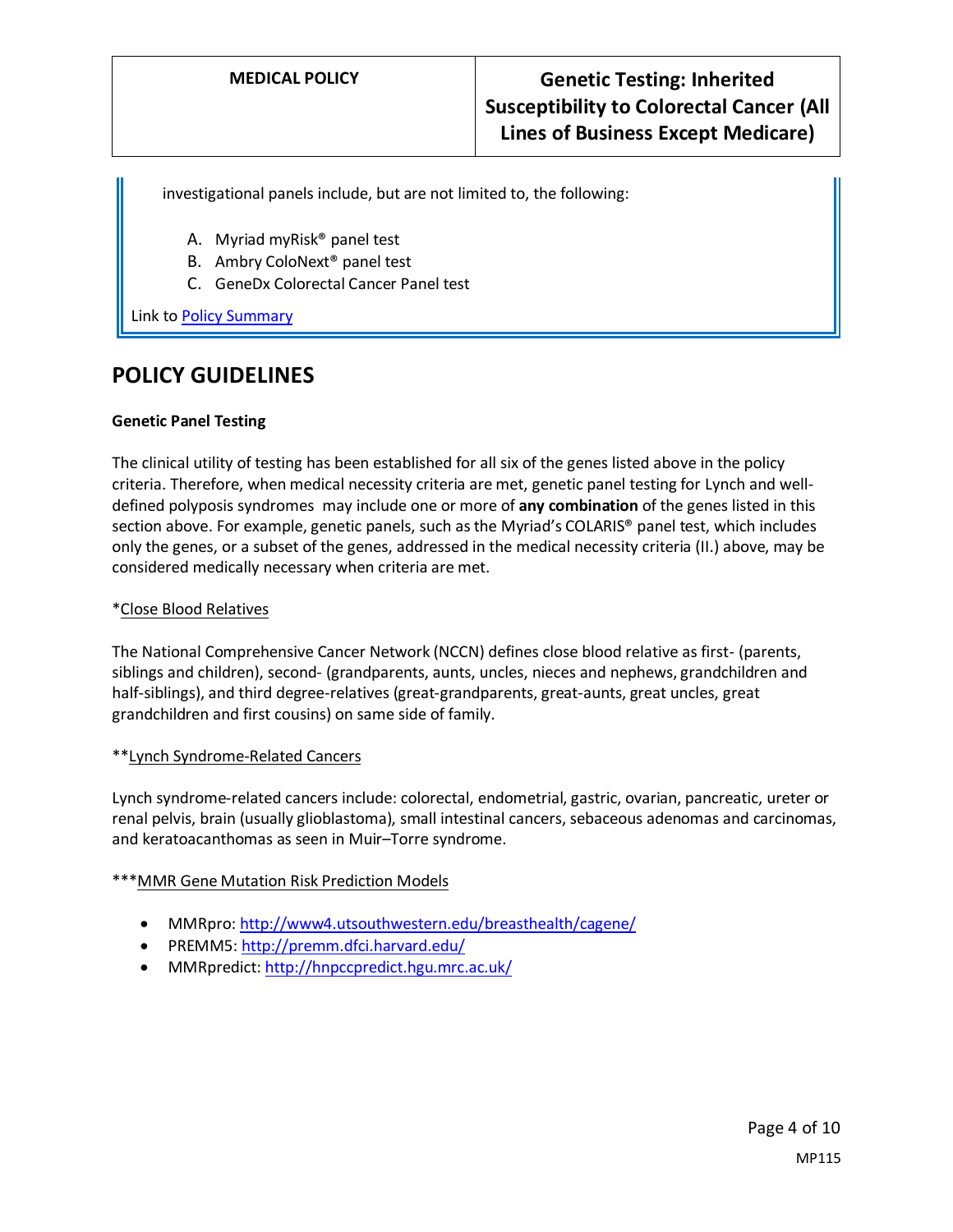investigational panels include, but are not limited to, the following:

A. Myriad myRisk® panel test
B. Ambry ColoNext® panel test
C. GeneDx Colorectal Cancer Panel test

Link to [Policy Summary](#)

## POLICY GUIDELINES

**Genetic Panel Testing**

The clinical utility of testing has been established for all six of the genes listed above in the policy criteria. Therefore, when medical necessity criteria are met, genetic panel testing for Lynch and well-defined polyposis syndromes may include one or more of **any combination** of the genes listed in this section above. For example, genetic panels, such as the Myriad's COLARIS® panel test, which includes only the genes, or a subset of the genes, addressed in the medical necessity criteria (II.) above, may be considered medically necessary when criteria are met.

*Close Blood Relatives

The National Comprehensive Cancer Network (NCCN) defines close blood relative as first- (parents, siblings and children), second- (grandparents, aunts, uncles, nieces and nephews, grandchildren and half-siblings), and third degree-relatives (great-grandparents, great-aunts, great uncles, great grandchildren and first cousins) on same side of family.

**Lynch Syndrome-Related Cancers

Lynch syndrome-related cancers include: colorectal, endometrial, gastric, ovarian, pancreatic, ureter or renal pelvis, brain (usually glioblastoma), small intestinal cancers, sebaceous adenomas and carcinomas, and keratoacanthomas as seen in Muir–Torre syndrome.

***MMR Gene Mutation Risk Prediction Models

- MMRpro: http://www4.utsouthwestern.edu/breasthealth/cagene/
- PREMM5: http://premm.dfci.harvard.edu/
- MMRpredict: http://hnpccpredict.hgu.mrc.ac.uk/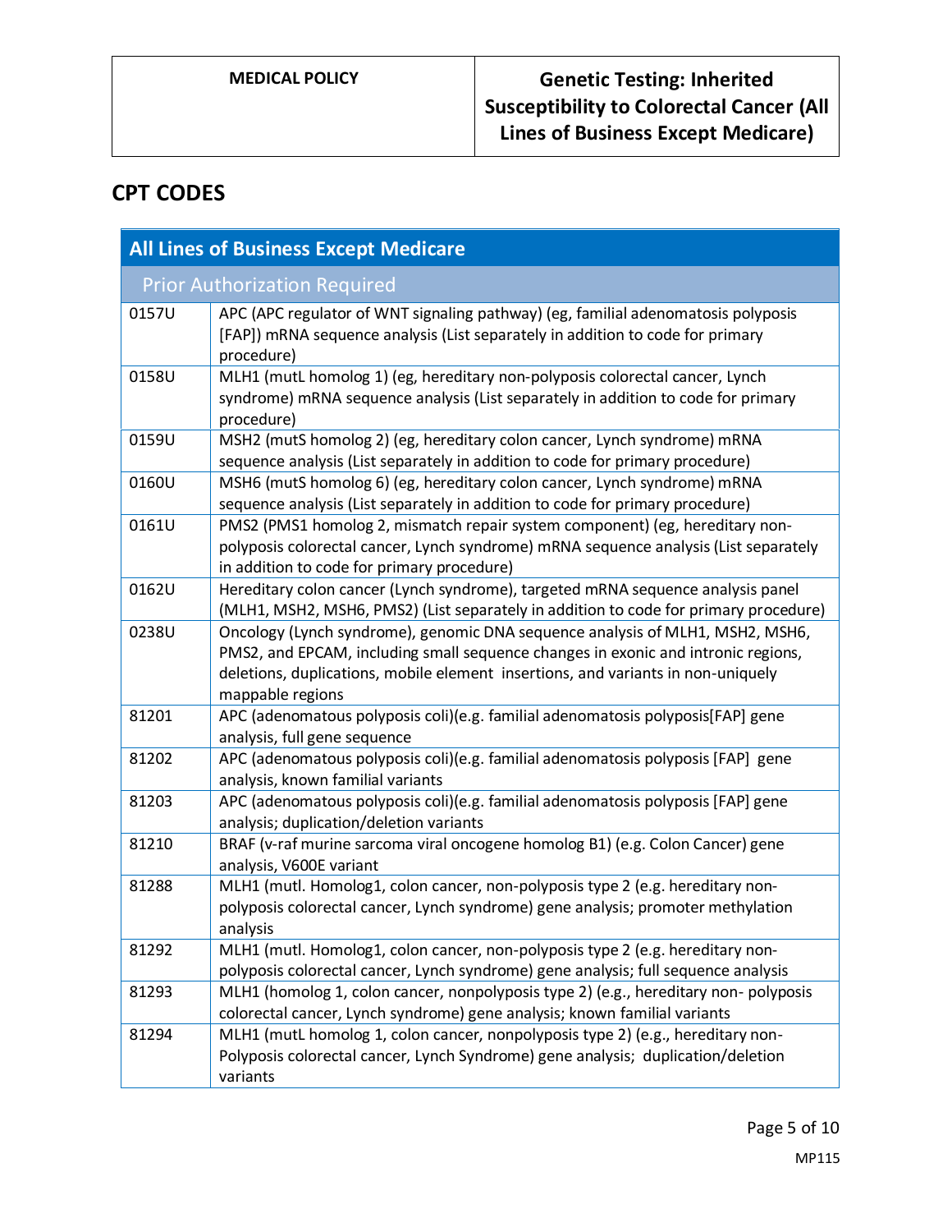## CPT CODES

| All Lines of Business Except Medicare | |
|---|---|
| Prior Authorization Required | |
| 0157U | APC (APC regulator of WNT signaling pathway) (eg, familial adenomatosis polyposis [FAP]) mRNA sequence analysis (List separately in addition to code for primary procedure) |
| 0158U | MLH1 (mutL homolog 1) (eg, hereditary non-polyposis colorectal cancer, Lynch syndrome) mRNA sequence analysis (List separately in addition to code for primary procedure) |
| 0159U | MSH2 (mutS homolog 2) (eg, hereditary colon cancer, Lynch syndrome) mRNA sequence analysis (List separately in addition to code for primary procedure) |
| 0160U | MSH6 (mutS homolog 6) (eg, hereditary colon cancer, Lynch syndrome) mRNA sequence analysis (List separately in addition to code for primary procedure) |
| 0161U | PMS2 (PMS1 homolog 2, mismatch repair system component) (eg, hereditary non-polyposis colorectal cancer, Lynch syndrome) mRNA sequence analysis (List separately in addition to code for primary procedure) |
| 0162U | Hereditary colon cancer (Lynch syndrome), targeted mRNA sequence analysis panel (MLH1, MSH2, MSH6, PMS2) (List separately in addition to code for primary procedure) |
| 0238U | Oncology (Lynch syndrome), genomic DNA sequence analysis of MLH1, MSH2, MSH6, PMS2, and EPCAM, including small sequence changes in exonic and intronic regions, deletions, duplications, mobile element insertions, and variants in non-uniquely mappable regions |
| 81201 | APC (adenomatous polyposis coli)(e.g. familial adenomatosis polyposis[FAP] gene analysis, full gene sequence |
| 81202 | APC (adenomatous polyposis coli)(e.g. familial adenomatosis polyposis [FAP] gene analysis, known familial variants |
| 81203 | APC (adenomatous polyposis coli)(e.g. familial adenomatosis polyposis [FAP] gene analysis; duplication/deletion variants |
| 81210 | BRAF (v-raf murine sarcoma viral oncogene homolog B1) (e.g. Colon Cancer) gene analysis, V600E variant |
| 81288 | MLH1 (mutl. Homolog1, colon cancer, non-polyposis type 2 (e.g. hereditary non-polyposis colorectal cancer, Lynch syndrome) gene analysis; promoter methylation analysis |
| 81292 | MLH1 (mutl. Homolog1, colon cancer, non-polyposis type 2 (e.g. hereditary non-polyposis colorectal cancer, Lynch syndrome) gene analysis; full sequence analysis |
| 81293 | MLH1 (homolog 1, colon cancer, nonpolyposis type 2) (e.g., hereditary non- polyposis colorectal cancer, Lynch syndrome) gene analysis; known familial variants |
| 81294 | MLH1 (mutL homolog 1, colon cancer, nonpolyposis type 2) (e.g., hereditary non-Polyposis colorectal cancer, Lynch Syndrome) gene analysis; duplication/deletion variants |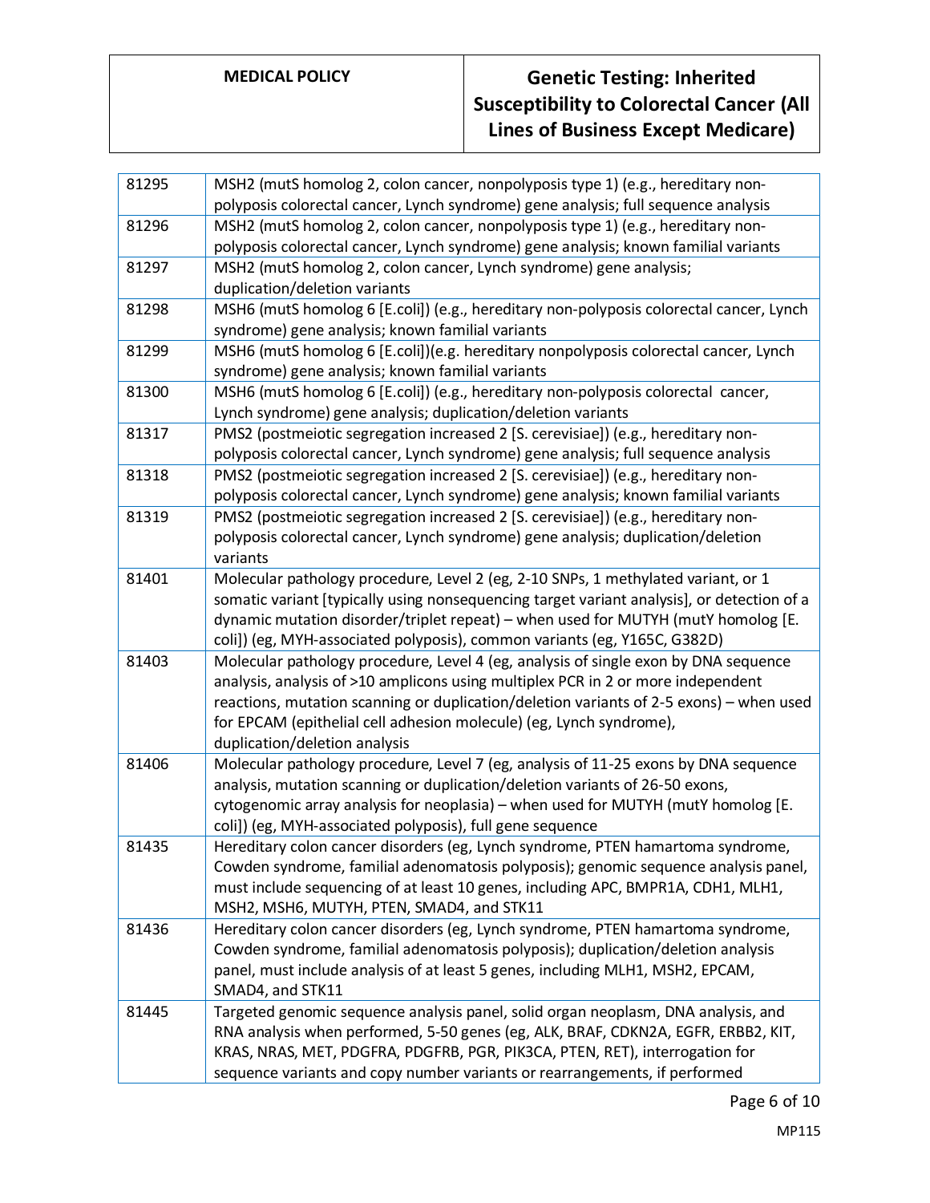| 81295 | MSH2 (mutS homolog 2, colon cancer, nonpolyposis type 1) (e.g., hereditary non-polyposis colorectal cancer, Lynch syndrome) gene analysis; full sequence analysis |
|---|---|
| 81296 | MSH2 (mutS homolog 2, colon cancer, nonpolyposis type 1) (e.g., hereditary non-polyposis colorectal cancer, Lynch syndrome) gene analysis; known familial variants |
| 81297 | MSH2 (mutS homolog 2, colon cancer, Lynch syndrome) gene analysis; duplication/deletion variants |
| 81298 | MSH6 (mutS homolog 6 [E.coli]) (e.g., hereditary non-polyposis colorectal cancer, Lynch syndrome) gene analysis; known familial variants |
| 81299 | MSH6 (mutS homolog 6 [E.coli])(e.g. hereditary nonpolyposis colorectal cancer, Lynch syndrome) gene analysis; known familial variants |
| 81300 | MSH6 (mutS homolog 6 [E.coli]) (e.g., hereditary non-polyposis colorectal cancer, Lynch syndrome) gene analysis; duplication/deletion variants |
| 81317 | PMS2 (postmeiotic segregation increased 2 [S. cerevisiae]) (e.g., hereditary non-polyposis colorectal cancer, Lynch syndrome) gene analysis; full sequence analysis |
| 81318 | PMS2 (postmeiotic segregation increased 2 [S. cerevisiae]) (e.g., hereditary non-polyposis colorectal cancer, Lynch syndrome) gene analysis; known familial variants |
| 81319 | PMS2 (postmeiotic segregation increased 2 [S. cerevisiae]) (e.g., hereditary non-polyposis colorectal cancer, Lynch syndrome) gene analysis; duplication/deletion variants |
| 81401 | Molecular pathology procedure, Level 2 (eg, 2-10 SNPs, 1 methylated variant, or 1 somatic variant [typically using nonsequencing target variant analysis], or detection of a dynamic mutation disorder/triplet repeat) – when used for MUTYH (mutY homolog [E. coli]) (eg, MYH-associated polyposis), common variants (eg, Y165C, G382D) |
| 81403 | Molecular pathology procedure, Level 4 (eg, analysis of single exon by DNA sequence analysis, analysis of >10 amplicons using multiplex PCR in 2 or more independent reactions, mutation scanning or duplication/deletion variants of 2-5 exons) – when used for EPCAM (epithelial cell adhesion molecule) (eg, Lynch syndrome), duplication/deletion analysis |
| 81406 | Molecular pathology procedure, Level 7 (eg, analysis of 11-25 exons by DNA sequence analysis, mutation scanning or duplication/deletion variants of 26-50 exons, cytogenomic array analysis for neoplasia) – when used for MUTYH (mutY homolog [E. coli]) (eg, MYH-associated polyposis), full gene sequence |
| 81435 | Hereditary colon cancer disorders (eg, Lynch syndrome, PTEN hamartoma syndrome, Cowden syndrome, familial adenomatosis polyposis); genomic sequence analysis panel, must include sequencing of at least 10 genes, including APC, BMPR1A, CDH1, MLH1, MSH2, MSH6, MUTYH, PTEN, SMAD4, and STK11 |
| 81436 | Hereditary colon cancer disorders (eg, Lynch syndrome, PTEN hamartoma syndrome, Cowden syndrome, familial adenomatosis polyposis); duplication/deletion analysis panel, must include analysis of at least 5 genes, including MLH1, MSH2, EPCAM, SMAD4, and STK11 |
| 81445 | Targeted genomic sequence analysis panel, solid organ neoplasm, DNA analysis, and RNA analysis when performed, 5-50 genes (eg, ALK, BRAF, CDKN2A, EGFR, ERBB2, KIT, KRAS, NRAS, MET, PDGFRA, PDGFRB, PGR, PIK3CA, PTEN, RET), interrogation for sequence variants and copy number variants or rearrangements, if performed |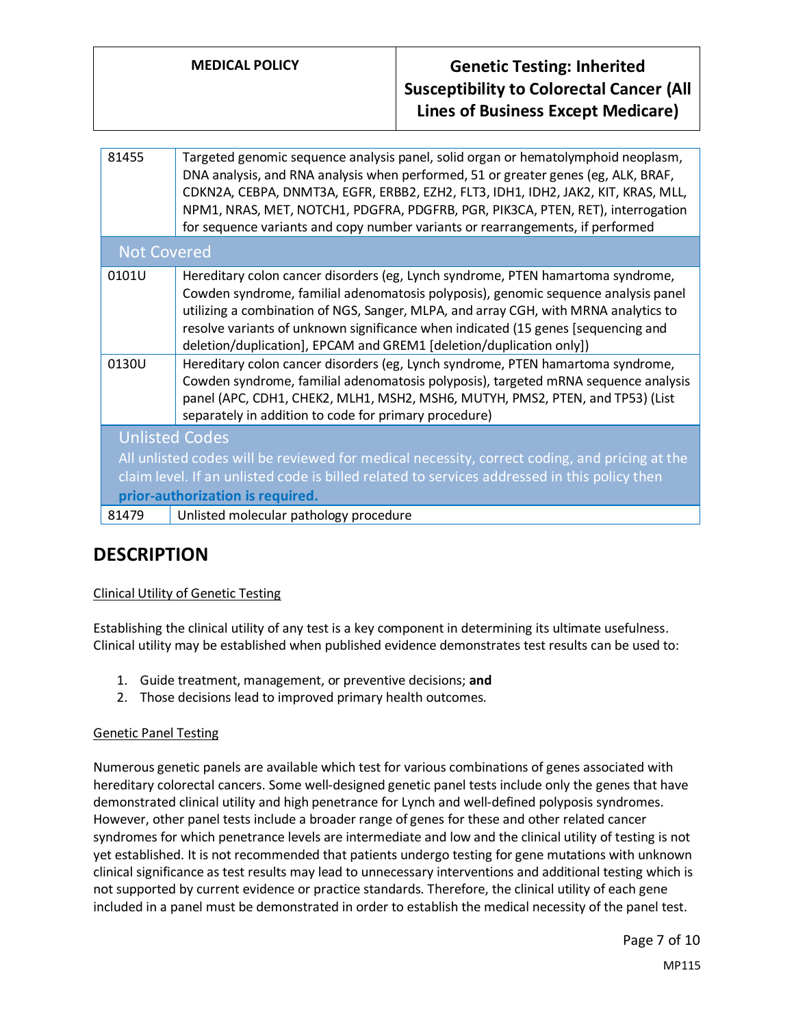| Code | Description |
|---|---|
| 81455 | Targeted genomic sequence analysis panel, solid organ or hematolymphoid neoplasm, DNA analysis, and RNA analysis when performed, 51 or greater genes (eg, ALK, BRAF, CDKN2A, CEBPA, DNMT3A, EGFR, ERBB2, EZH2, FLT3, IDH1, IDH2, JAK2, KIT, KRAS, MLL, NPM1, NRAS, MET, NOTCH1, PDGFRA, PDGFRB, PGR, PIK3CA, PTEN, RET), interrogation for sequence variants and copy number variants or rearrangements, if performed |
| **Not Covered** | |
| 0101U | Hereditary colon cancer disorders (eg, Lynch syndrome, PTEN hamartoma syndrome, Cowden syndrome, familial adenomatosis polyposis), genomic sequence analysis panel utilizing a combination of NGS, Sanger, MLPA, and array CGH, with MRNA analytics to resolve variants of unknown significance when indicated (15 genes [sequencing and deletion/duplication], EPCAM and GREM1 [deletion/duplication only]) |
| 0130U | Hereditary colon cancer disorders (eg, Lynch syndrome, PTEN hamartoma syndrome, Cowden syndrome, familial adenomatosis polyposis), targeted mRNA sequence analysis panel (APC, CDH1, CHEK2, MLH1, MSH2, MSH6, MUTYH, PMS2, PTEN, and TP53) (List separately in addition to code for primary procedure) |
| **Unlisted Codes** All unlisted codes will be reviewed for medical necessity, correct coding, and pricing at the claim level. If an unlisted code is billed related to services addressed in this policy then **prior-authorization is required.** | |
| 81479 | Unlisted molecular pathology procedure |

## DESCRIPTION

Clinical Utility of Genetic Testing

Establishing the clinical utility of any test is a key component in determining its ultimate usefulness. Clinical utility may be established when published evidence demonstrates test results can be used to:

1. Guide treatment, management, or preventive decisions; **and**
2. Those decisions lead to improved primary health outcomes.

Genetic Panel Testing

Numerous genetic panels are available which test for various combinations of genes associated with hereditary colorectal cancers. Some well-designed genetic panel tests include only the genes that have demonstrated clinical utility and high penetrance for Lynch and well-defined polyposis syndromes. However, other panel tests include a broader range of genes for these and other related cancer syndromes for which penetrance levels are intermediate and low and the clinical utility of testing is not yet established. It is not recommended that patients undergo testing for gene mutations with unknown clinical significance as test results may lead to unnecessary interventions and additional testing which is not supported by current evidence or practice standards. Therefore, the clinical utility of each gene included in a panel must be demonstrated in order to establish the medical necessity of the panel test.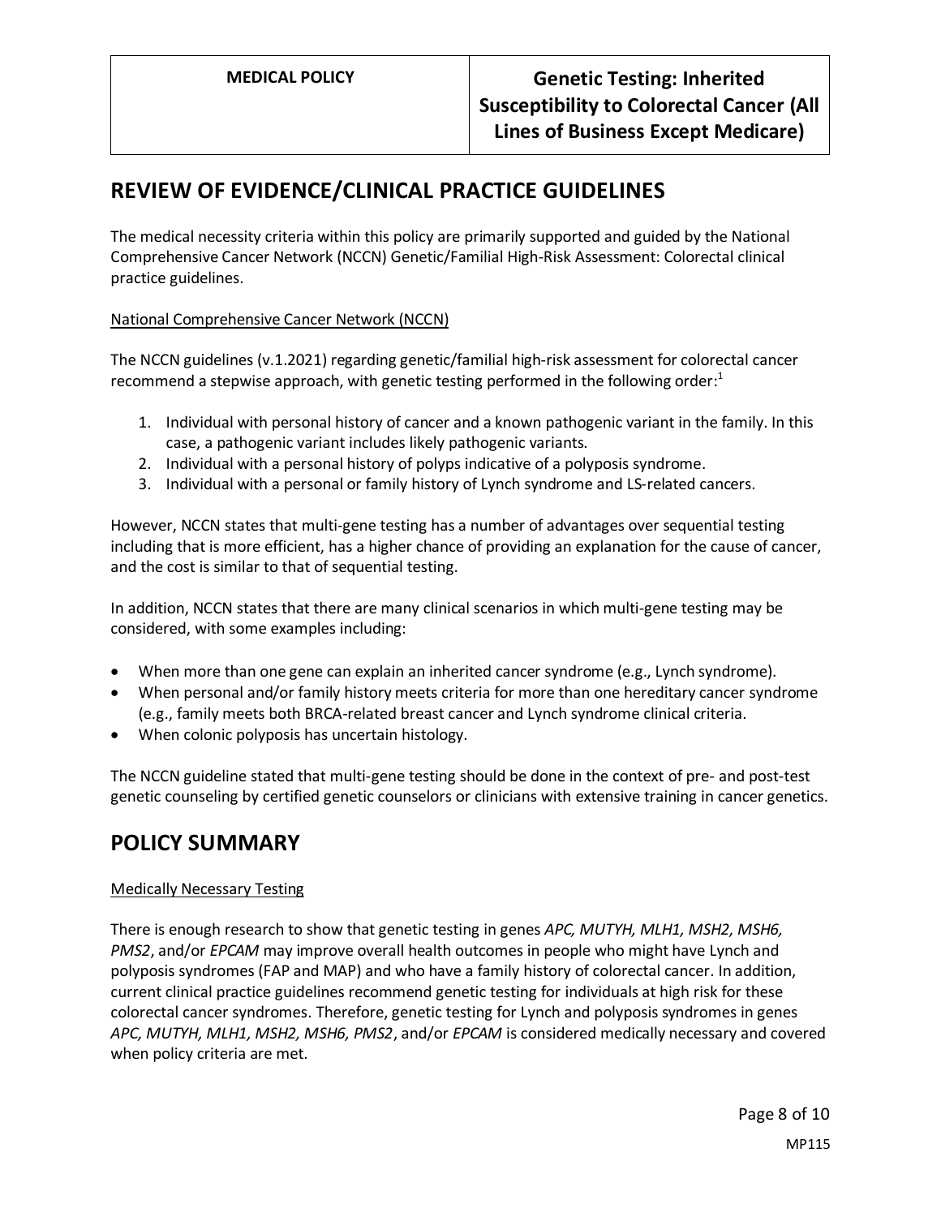## REVIEW OF EVIDENCE/CLINICAL PRACTICE GUIDELINES

The medical necessity criteria within this policy are primarily supported and guided by the National Comprehensive Cancer Network (NCCN) Genetic/Familial High-Risk Assessment: Colorectal clinical practice guidelines.

National Comprehensive Cancer Network (NCCN)

The NCCN guidelines (v.1.2021) regarding genetic/familial high-risk assessment for colorectal cancer recommend a stepwise approach, with genetic testing performed in the following order:[1]

1. Individual with personal history of cancer and a known pathogenic variant in the family. In this case, a pathogenic variant includes likely pathogenic variants.
2. Individual with a personal history of polyps indicative of a polyposis syndrome.
3. Individual with a personal or family history of Lynch syndrome and LS-related cancers.

However, NCCN states that multi-gene testing has a number of advantages over sequential testing including that is more efficient, has a higher chance of providing an explanation for the cause of cancer, and the cost is similar to that of sequential testing.

In addition, NCCN states that there are many clinical scenarios in which multi-gene testing may be considered, with some examples including:

- When more than one gene can explain an inherited cancer syndrome (e.g., Lynch syndrome).
- When personal and/or family history meets criteria for more than one hereditary cancer syndrome (e.g., family meets both BRCA-related breast cancer and Lynch syndrome clinical criteria.
- When colonic polyposis has uncertain histology.

The NCCN guideline stated that multi-gene testing should be done in the context of pre- and post-test genetic counseling by certified genetic counselors or clinicians with extensive training in cancer genetics.

## POLICY SUMMARY

Medically Necessary Testing

There is enough research to show that genetic testing in genes *APC, MUTYH, MLH1, MSH2, MSH6, PMS2*, and/or *EPCAM* may improve overall health outcomes in people who might have Lynch and polyposis syndromes (FAP and MAP) and who have a family history of colorectal cancer. In addition, current clinical practice guidelines recommend genetic testing for individuals at high risk for these colorectal cancer syndromes. Therefore, genetic testing for Lynch and polyposis syndromes in genes *APC, MUTYH, MLH1, MSH2, MSH6, PMS2*, and/or *EPCAM* is considered medically necessary and covered when policy criteria are met.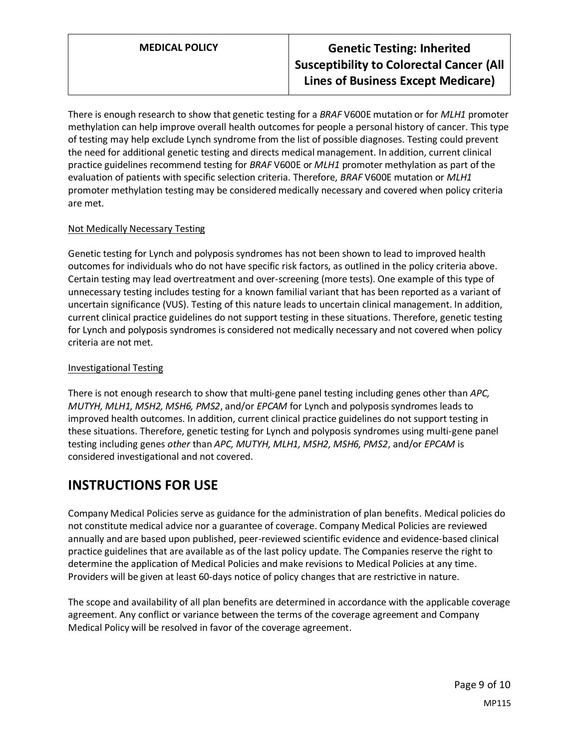There is enough research to show that genetic testing for a *BRAF* V600E mutation or for *MLH1* promoter methylation can help improve overall health outcomes for people a personal history of cancer. This type of testing may help exclude Lynch syndrome from the list of possible diagnoses. Testing could prevent the need for additional genetic testing and directs medical management. In addition, current clinical practice guidelines recommend testing for *BRAF* V600E or *MLH1* promoter methylation as part of the evaluation of patients with specific selection criteria. Therefore, *BRAF* V600E mutation or *MLH1* promoter methylation testing may be considered medically necessary and covered when policy criteria are met.

Not Medically Necessary Testing

Genetic testing for Lynch and polyposis syndromes has not been shown to lead to improved health outcomes for individuals who do not have specific risk factors, as outlined in the policy criteria above. Certain testing may lead overtreatment and over-screening (more tests). One example of this type of unnecessary testing includes testing for a known familial variant that has been reported as a variant of uncertain significance (VUS). Testing of this nature leads to uncertain clinical management. In addition, current clinical practice guidelines do not support testing in these situations. Therefore, genetic testing for Lynch and polyposis syndromes is considered not medically necessary and not covered when policy criteria are not met.

Investigational Testing

There is not enough research to show that multi-gene panel testing including genes other than *APC, MUTYH, MLH1, MSH2, MSH6, PMS2*, and/or *EPCAM* for Lynch and polyposis syndromes leads to improved health outcomes. In addition, current clinical practice guidelines do not support testing in these situations. Therefore, genetic testing for Lynch and polyposis syndromes using multi-gene panel testing including genes *other* than *APC, MUTYH, MLH1, MSH2, MSH6, PMS2*, and/or *EPCAM* is considered investigational and not covered.

# INSTRUCTIONS FOR USE

Company Medical Policies serve as guidance for the administration of plan benefits. Medical policies do not constitute medical advice nor a guarantee of coverage. Company Medical Policies are reviewed annually and are based upon published, peer-reviewed scientific evidence and evidence-based clinical practice guidelines that are available as of the last policy update. The Companies reserve the right to determine the application of Medical Policies and make revisions to Medical Policies at any time. Providers will be given at least 60-days notice of policy changes that are restrictive in nature.

The scope and availability of all plan benefits are determined in accordance with the applicable coverage agreement. Any conflict or variance between the terms of the coverage agreement and Company Medical Policy will be resolved in favor of the coverage agreement.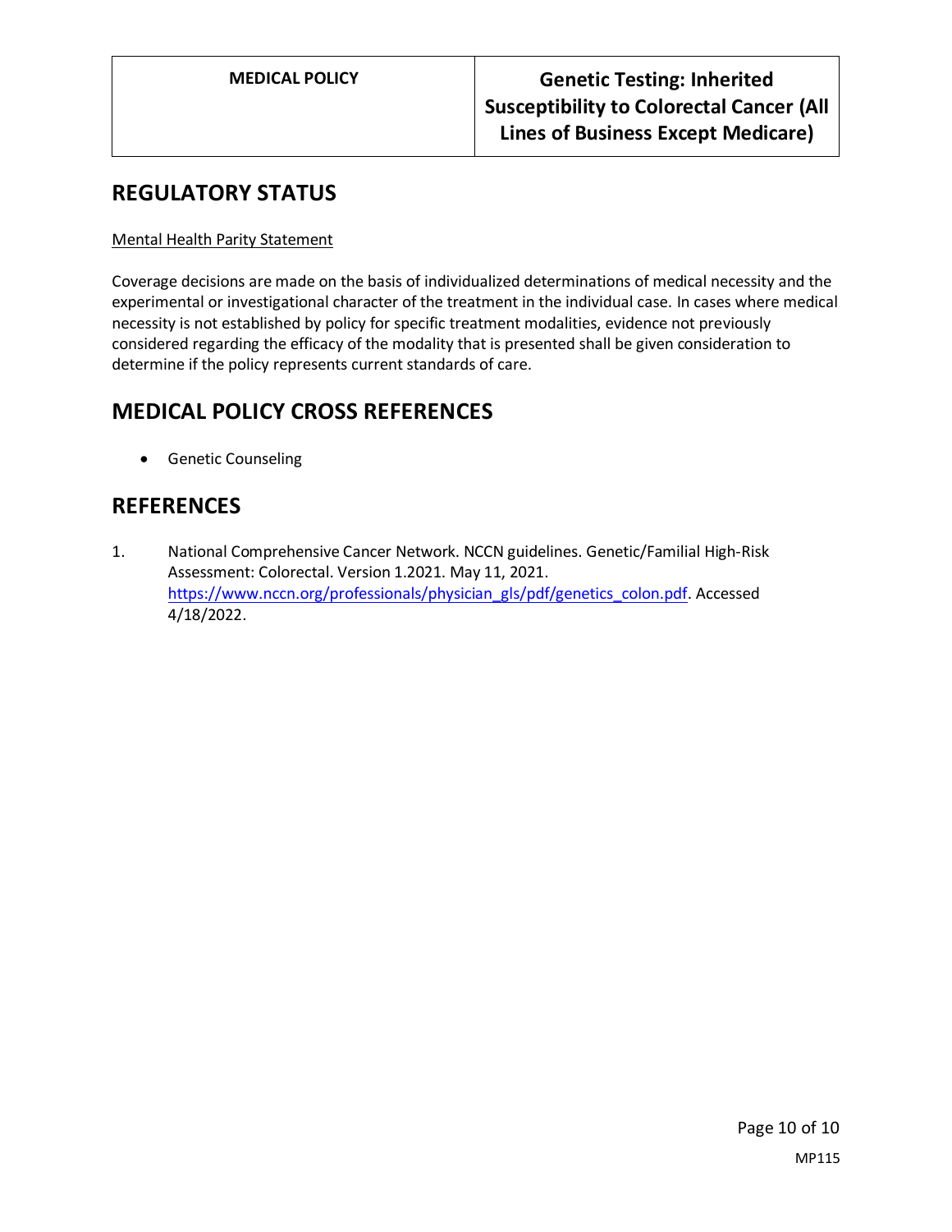## REGULATORY STATUS

Mental Health Parity Statement

Coverage decisions are made on the basis of individualized determinations of medical necessity and the experimental or investigational character of the treatment in the individual case. In cases where medical necessity is not established by policy for specific treatment modalities, evidence not previously considered regarding the efficacy of the modality that is presented shall be given consideration to determine if the policy represents current standards of care.

## MEDICAL POLICY CROSS REFERENCES

- Genetic Counseling

## REFERENCES

1. National Comprehensive Cancer Network. NCCN guidelines. Genetic/Familial High-Risk Assessment: Colorectal. Version 1.2021. May 11, 2021. https://www.nccn.org/professionals/physician_gls/pdf/genetics_colon.pdf. Accessed 4/18/2022.